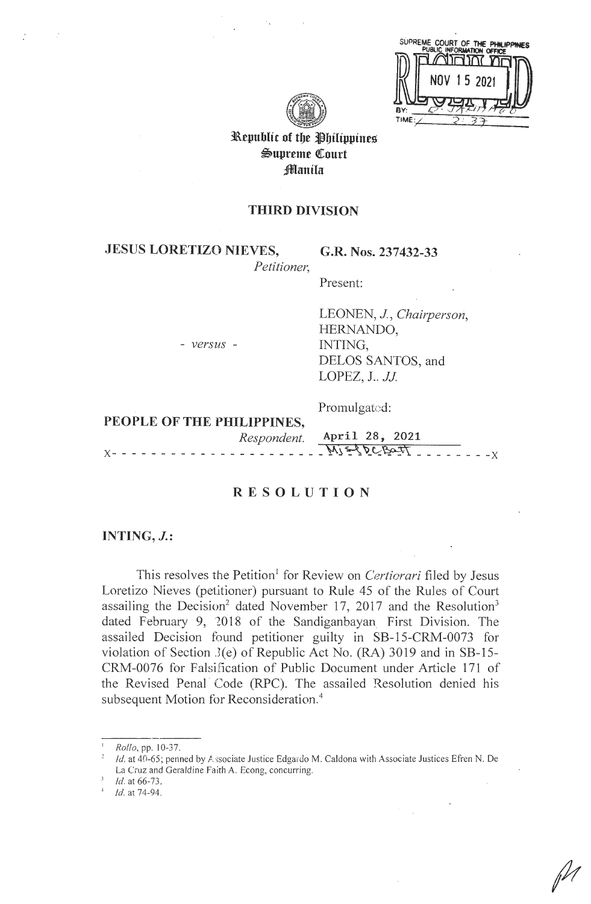SUPREME COURT OF THE PHILIPPINES
PUBLIC INFORMATION OFFICE
RECEIVED
NOV 15 2021
BY: _______
TIME: 2:37

Republic of the Philippines
Supreme Court
Manila

**THIRD DIVISION**

**JESUS LORETIZO NIEVES,**
*Petitioner,*

\- *versus* -

**PEOPLE OF THE PHILIPPINES,**
*Respondent.*

**G.R. Nos. 237432-33**

Present:

LEONEN, *J., Chairperson,*
HERNANDO,
INTING,
DELOS SANTOS, and
LOPEZ, J., *JJ.*

Promulgated:

April 28, 2021

x- - - - - - - - - - - - - - - - - - - - - - - - - - - - - - - - - - - - - - - -x

# R E S O L U T I O N

**INTING, *J.*:**

This resolves the Petition[1] for Review on *Certiorari* filed by Jesus Loretizo Nieves (petitioner) pursuant to Rule 45 of the Rules of Court assailing the Decision[2] dated November 17, 2017 and the Resolution[3] dated February 9, 2018 of the Sandiganbayan First Division. The assailed Decision found petitioner guilty in SB-15-CRM-0073 for violation of Section 3(e) of Republic Act No. (RA) 3019 and in SB-15-CRM-0076 for Falsification of Public Document under Article 171 of the Revised Penal Code (RPC). The assailed Resolution denied his subsequent Motion for Reconsideration.[4]

---

[1] *Rollo*, pp. 10-37.

[2] *Id.* at 40-65; penned by Associate Justice Edgardo M. Caldona with Associate Justices Efren N. De La Cruz and Geraldine Faith A. Econg, concurring.

[3] *Id.* at 66-73.

[4] *Id.* at 74-94.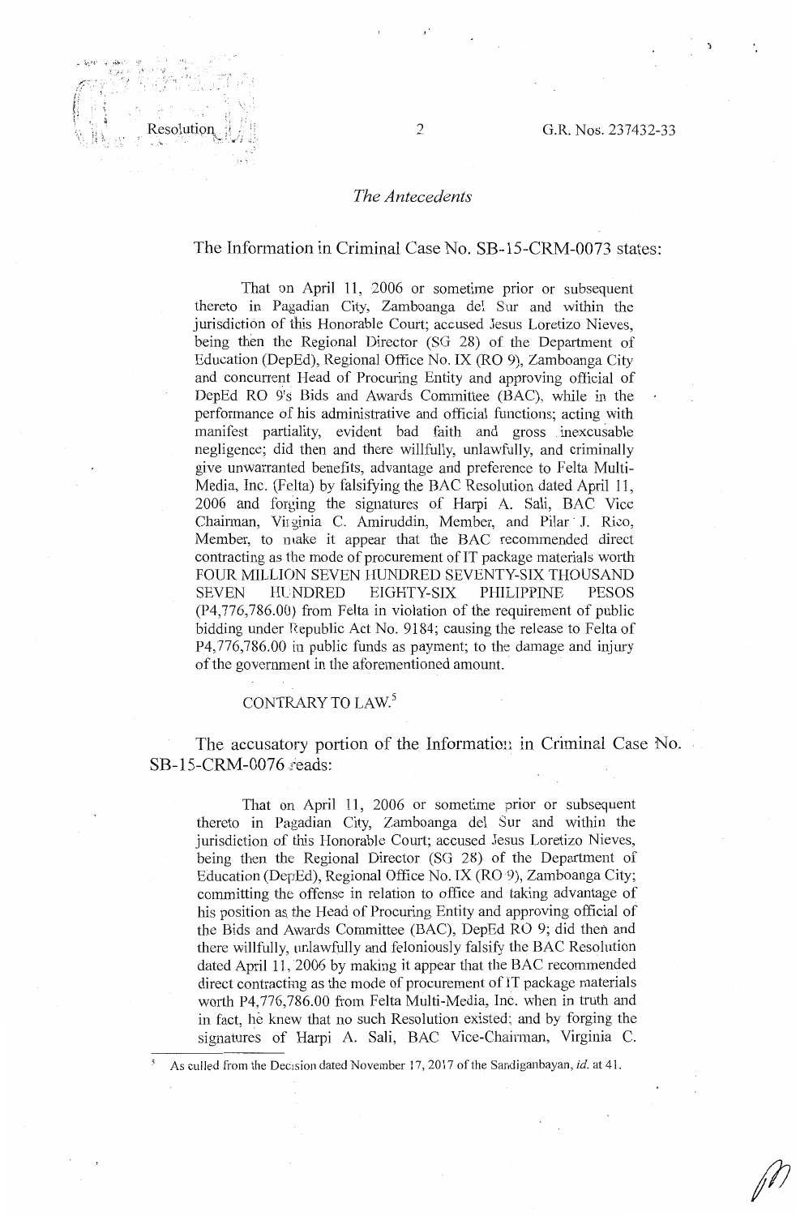## *The Antecedents*

The Information in Criminal Case No. SB-15-CRM-0073 states:

> That on April 11, 2006 or sometime prior or subsequent thereto in Pagadian City, Zamboanga del Sur and within the jurisdiction of this Honorable Court; accused Jesus Loretizo Nieves, being then the Regional Director (SG 28) of the Department of Education (DepEd), Regional Office No. IX (RO 9), Zamboanga City and concurrent Head of Procuring Entity and approving official of DepEd RO 9's Bids and Awards Committee (BAC), while in the performance of his administrative and official functions; acting with manifest partiality, evident bad faith and gross inexcusable negligence; did then and there willfully, unlawfully, and criminally give unwarranted benefits, advantage and preference to Felta Multi-Media, Inc. (Felta) by falsifying the BAC Resolution dated April 11, 2006 and forging the signatures of Harpi A. Sali, BAC Vice Chairman, Virginia C. Amiruddin, Member, and Pilar J. Rico, Member, to make it appear that the BAC recommended direct contracting as the mode of procurement of IT package materials worth FOUR MILLION SEVEN HUNDRED SEVENTY-SIX THOUSAND SEVEN HUNDRED EIGHTY-SIX PHILIPPINE PESOS (P4,776,786.00) from Felta in violation of the requirement of public bidding under Republic Act No. 9184; causing the release to Felta of P4,776,786.00 in public funds as payment; to the damage and injury of the government in the aforementioned amount.
>
> CONTRARY TO LAW.[5]

The accusatory portion of the Information in Criminal Case No. SB-15-CRM-0076 reads:

> That on April 11, 2006 or sometime prior or subsequent thereto in Pagadian City, Zamboanga del Sur and within the jurisdiction of this Honorable Court; accused Jesus Loretizo Nieves, being then the Regional Director (SG 28) of the Department of Education (DepEd), Regional Office No. IX (RO 9), Zamboanga City; committing the offense in relation to office and taking advantage of his position as the Head of Procuring Entity and approving official of the Bids and Awards Committee (BAC), DepEd RO 9; did then and there willfully, unlawfully and feloniously falsify the BAC Resolution dated April 11, 2006 by making it appear that the BAC recommended direct contracting as the mode of procurement of IT package materials worth P4,776,786.00 from Felta Multi-Media, Inc. when in truth and in fact, he knew that no such Resolution existed; and by forging the signatures of Harpi A. Sali, BAC Vice-Chairman, Virginia C.

---

[5] As culled from the Decision dated November 17, 2017 of the Sandiganbayan, *id.* at 41.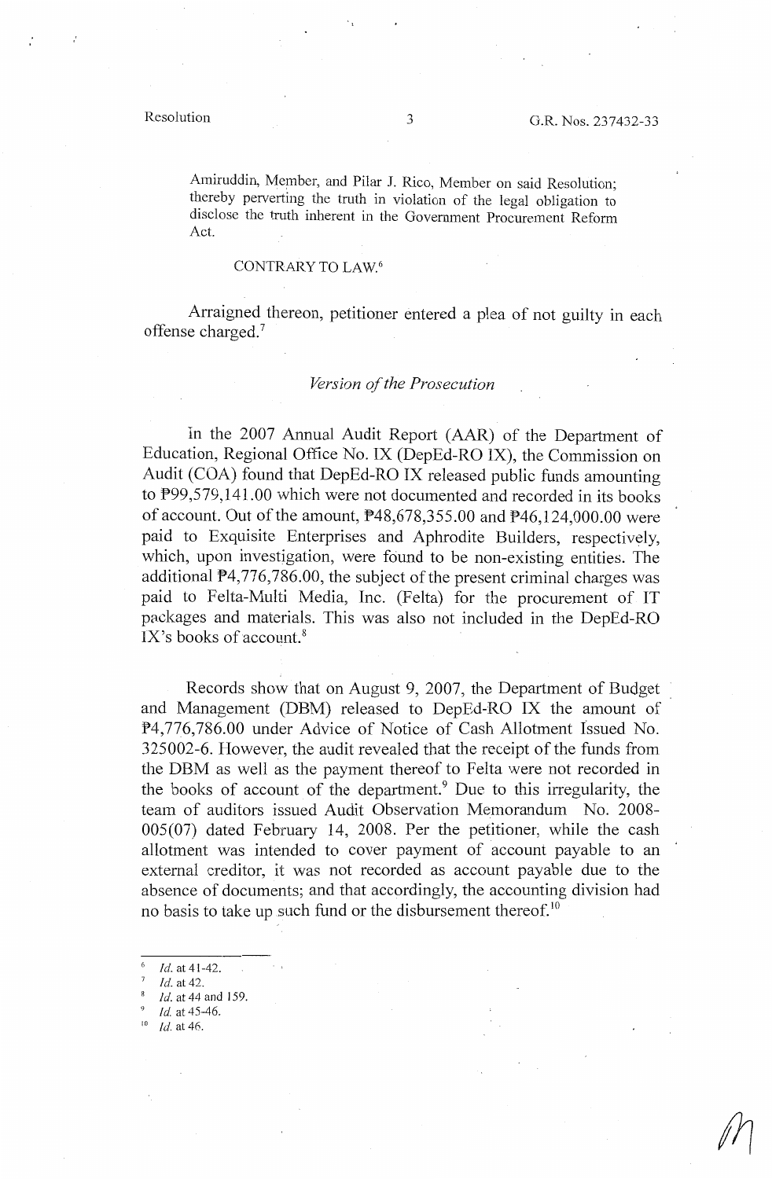Amiruddin, Member, and Pilar J. Rico, Member on said Resolution; thereby perverting the truth in violation of the legal obligation to disclose the truth inherent in the Government Procurement Reform Act.

CONTRARY TO LAW.[6]

Arraigned thereon, petitioner entered a plea of not guilty in each offense charged.[7]

*Version of the Prosecution*

In the 2007 Annual Audit Report (AAR) of the Department of Education, Regional Office No. IX (DepEd-RO IX), the Commission on Audit (COA) found that DepEd-RO IX released public funds amounting to ₱99,579,141.00 which were not documented and recorded in its books of account. Out of the amount, ₱48,678,355.00 and ₱46,124,000.00 were paid to Exquisite Enterprises and Aphrodite Builders, respectively, which, upon investigation, were found to be non-existing entities. The additional ₱4,776,786.00, the subject of the present criminal charges was paid to Felta-Multi Media, Inc. (Felta) for the procurement of IT packages and materials. This was also not included in the DepEd-RO IX's books of account.[8]

Records show that on August 9, 2007, the Department of Budget and Management (DBM) released to DepEd-RO IX the amount of ₱4,776,786.00 under Advice of Notice of Cash Allotment Issued No. 325002-6. However, the audit revealed that the receipt of the funds from the DBM as well as the payment thereof to Felta were not recorded in the books of account of the department.[9] Due to this irregularity, the team of auditors issued Audit Observation Memorandum No. 2008-005(07) dated February 14, 2008. Per the petitioner, while the cash allotment was intended to cover payment of account payable to an external creditor, it was not recorded as account payable due to the absence of documents; and that accordingly, the accounting division had no basis to take up such fund or the disbursement thereof.[10]

---

[6] *Id.* at 41-42.

[7] *Id.* at 42.

[8] *Id.* at 44 and 159.

[9] *Id.* at 45-46.

[10] *Id.* at 46.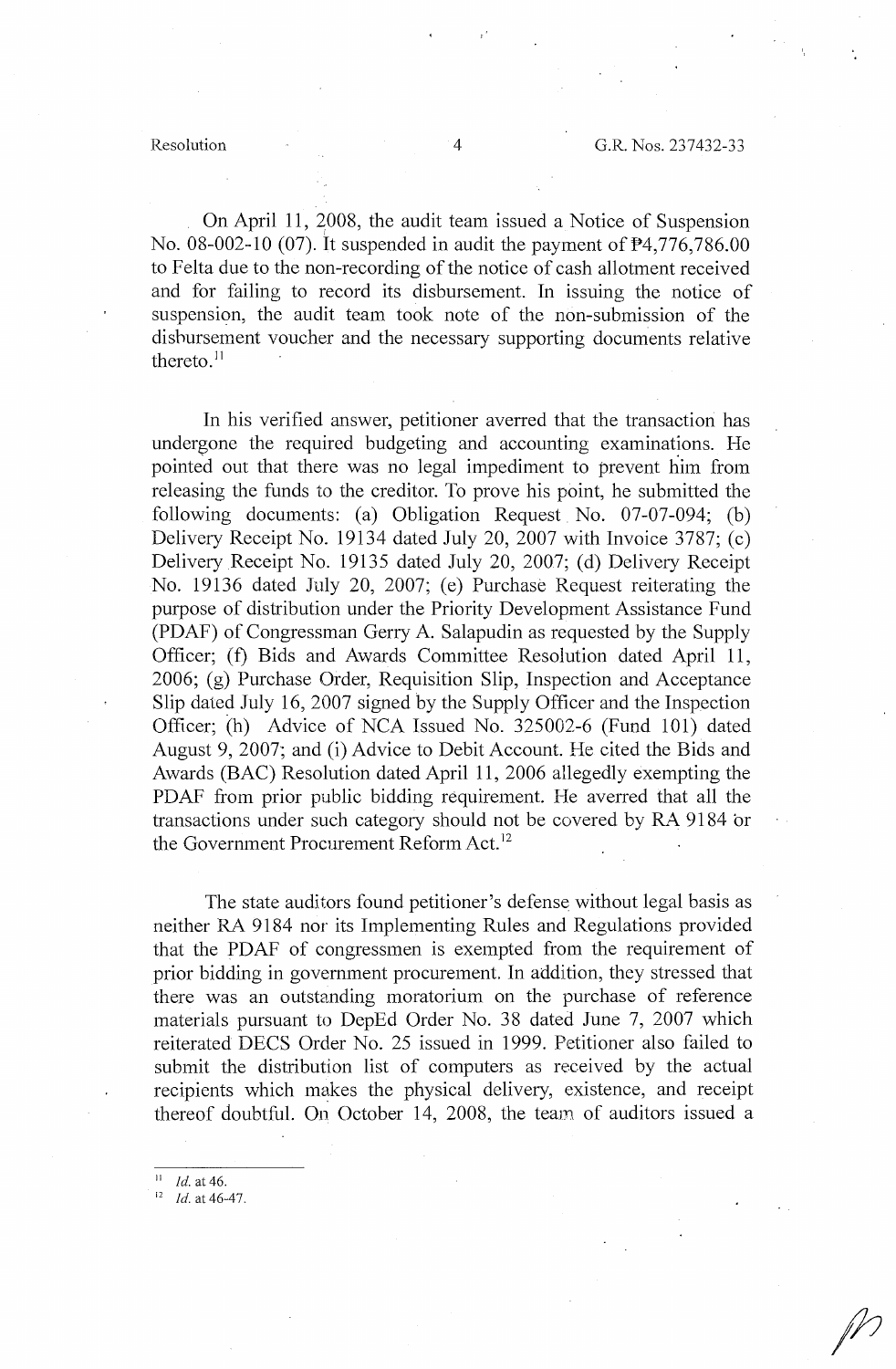On April 11, 2008, the audit team issued a Notice of Suspension No. 08-002-10 (07). It suspended in audit the payment of ₱4,776,786.00 to Felta due to the non-recording of the notice of cash allotment received and for failing to record its disbursement. In issuing the notice of suspension, the audit team took note of the non-submission of the disbursement voucher and the necessary supporting documents relative thereto.[11]

In his verified answer, petitioner averred that the transaction has undergone the required budgeting and accounting examinations. He pointed out that there was no legal impediment to prevent him from releasing the funds to the creditor. To prove his point, he submitted the following documents: (a) Obligation Request No. 07-07-094; (b) Delivery Receipt No. 19134 dated July 20, 2007 with Invoice 3787; (c) Delivery Receipt No. 19135 dated July 20, 2007; (d) Delivery Receipt No. 19136 dated July 20, 2007; (e) Purchase Request reiterating the purpose of distribution under the Priority Development Assistance Fund (PDAF) of Congressman Gerry A. Salapudin as requested by the Supply Officer; (f) Bids and Awards Committee Resolution dated April 11, 2006; (g) Purchase Order, Requisition Slip, Inspection and Acceptance Slip dated July 16, 2007 signed by the Supply Officer and the Inspection Officer; (h) Advice of NCA Issued No. 325002-6 (Fund 101) dated August 9, 2007; and (i) Advice to Debit Account. He cited the Bids and Awards (BAC) Resolution dated April 11, 2006 allegedly exempting the PDAF from prior public bidding requirement. He averred that all the transactions under such category should not be covered by RA 9184 or the Government Procurement Reform Act.[12]

The state auditors found petitioner's defense without legal basis as neither RA 9184 nor its Implementing Rules and Regulations provided that the PDAF of congressmen is exempted from the requirement of prior bidding in government procurement. In addition, they stressed that there was an outstanding moratorium on the purchase of reference materials pursuant to DepEd Order No. 38 dated June 7, 2007 which reiterated DECS Order No. 25 issued in 1999. Petitioner also failed to submit the distribution list of computers as received by the actual recipients which makes the physical delivery, existence, and receipt thereof doubtful. On October 14, 2008, the team of auditors issued a

---

[11] *Id.* at 46.

[12] *Id.* at 46-47.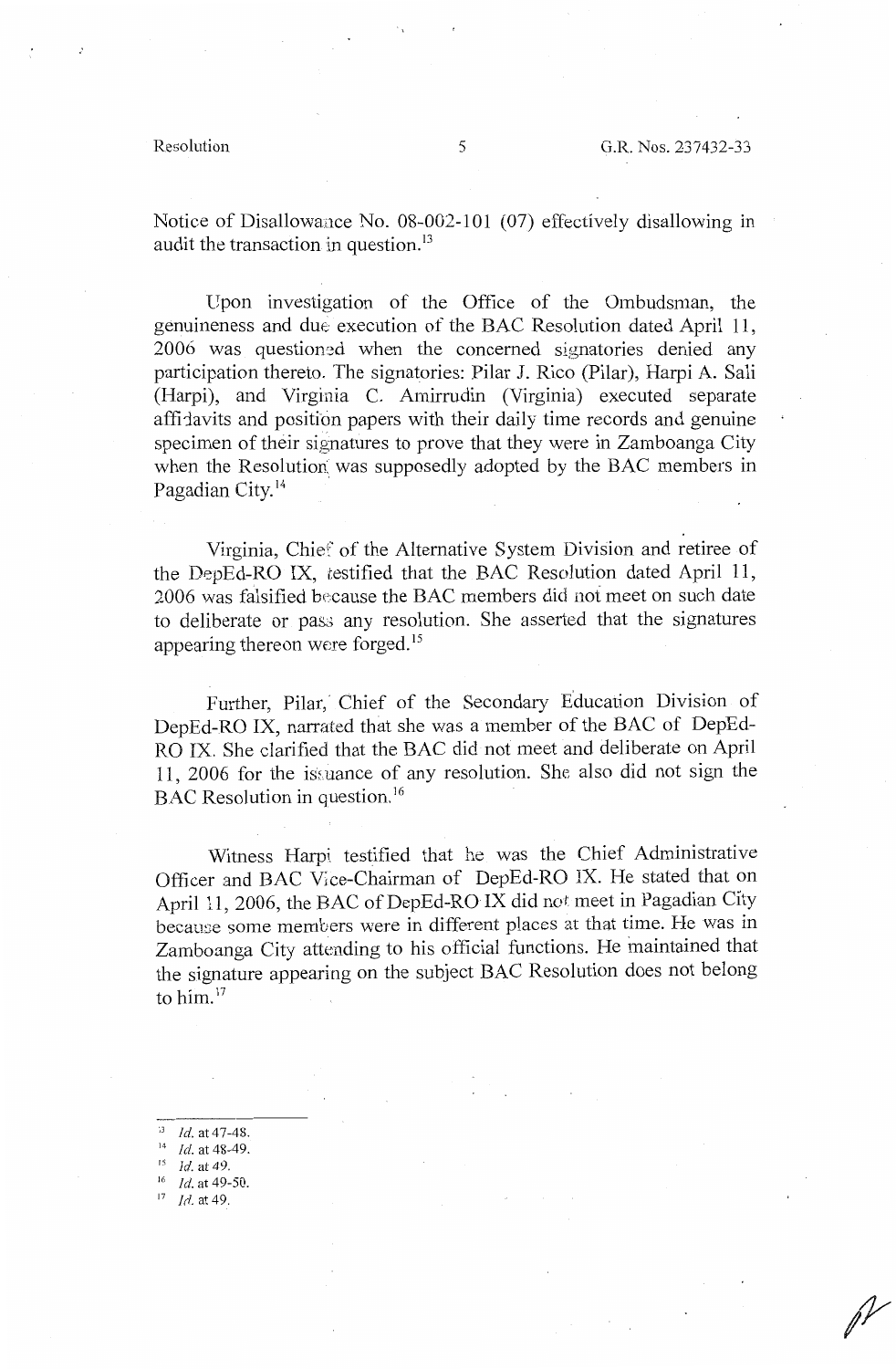Notice of Disallowance No. 08-002-101 (07) effectively disallowing in audit the transaction in question.[13]

Upon investigation of the Office of the Ombudsman, the genuineness and due execution of the BAC Resolution dated April 11, 2006 was questioned when the concerned signatories denied any participation thereto. The signatories: Pilar J. Rico (Pilar), Harpi A. Sali (Harpi), and Virginia C. Amirrudin (Virginia) executed separate affidavits and position papers with their daily time records and genuine specimen of their signatures to prove that they were in Zamboanga City when the Resolution was supposedly adopted by the BAC members in Pagadian City.[14]

Virginia, Chief of the Alternative System Division and retiree of the DepEd-RO IX, testified that the BAC Resolution dated April 11, 2006 was falsified because the BAC members did not meet on such date to deliberate or pass any resolution. She asserted that the signatures appearing thereon were forged.[15]

Further, Pilar, Chief of the Secondary Education Division of DepEd-RO IX, narrated that she was a member of the BAC of DepEd-RO IX. She clarified that the BAC did not meet and deliberate on April 11, 2006 for the issuance of any resolution. She also did not sign the BAC Resolution in question.[16]

Witness Harpi testified that he was the Chief Administrative Officer and BAC Vice-Chairman of DepEd-RO IX. He stated that on April 11, 2006, the BAC of DepEd-RO IX did not meet in Pagadian City because some members were in different places at that time. He was in Zamboanga City attending to his official functions. He maintained that the signature appearing on the subject BAC Resolution does not belong to him.[17]

---

[13] *Id.* at 47-48.

[14] *Id.* at 48-49.

[15] *Id.* at 49.

[16] *Id.* at 49-50.

[17] *Id.* at 49.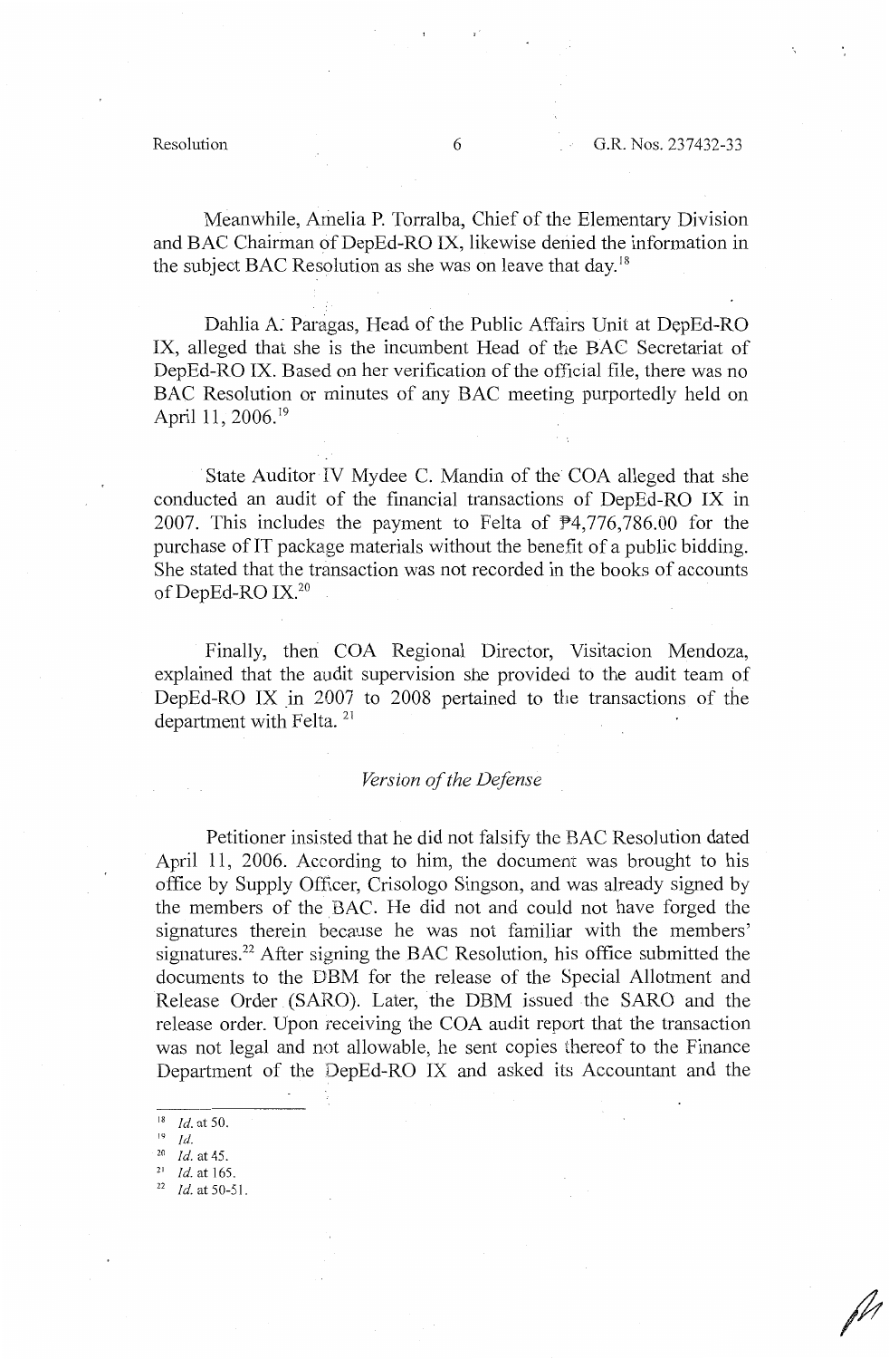Meanwhile, Amelia P. Torralba, Chief of the Elementary Division and BAC Chairman of DepEd-RO IX, likewise denied the information in the subject BAC Resolution as she was on leave that day.[18]

Dahlia A. Paragas, Head of the Public Affairs Unit at DepEd-RO IX, alleged that she is the incumbent Head of the BAC Secretariat of DepEd-RO IX. Based on her verification of the official file, there was no BAC Resolution or minutes of any BAC meeting purportedly held on April 11, 2006.[19]

State Auditor IV Mydee C. Mandin of the COA alleged that she conducted an audit of the financial transactions of DepEd-RO IX in 2007. This includes the payment to Felta of ₱4,776,786.00 for the purchase of IT package materials without the benefit of a public bidding. She stated that the transaction was not recorded in the books of accounts of DepEd-RO IX.[20]

Finally, then COA Regional Director, Visitacion Mendoza, explained that the audit supervision she provided to the audit team of DepEd-RO IX in 2007 to 2008 pertained to the transactions of the department with Felta.[21]

### *Version of the Defense*

Petitioner insisted that he did not falsify the BAC Resolution dated April 11, 2006. According to him, the document was brought to his office by Supply Officer, Crisologo Singson, and was already signed by the members of the BAC. He did not and could not have forged the signatures therein because he was not familiar with the members' signatures.[22] After signing the BAC Resolution, his office submitted the documents to the DBM for the release of the Special Allotment and Release Order (SARO). Later, the DBM issued the SARO and the release order. Upon receiving the COA audit report that the transaction was not legal and not allowable, he sent copies thereof to the Finance Department of the DepEd-RO IX and asked its Accountant and the

---

[18] *Id.* at 50.
[19] *Id.*
[20] *Id.* at 45.
[21] *Id.* at 165.
[22] *Id.* at 50-51.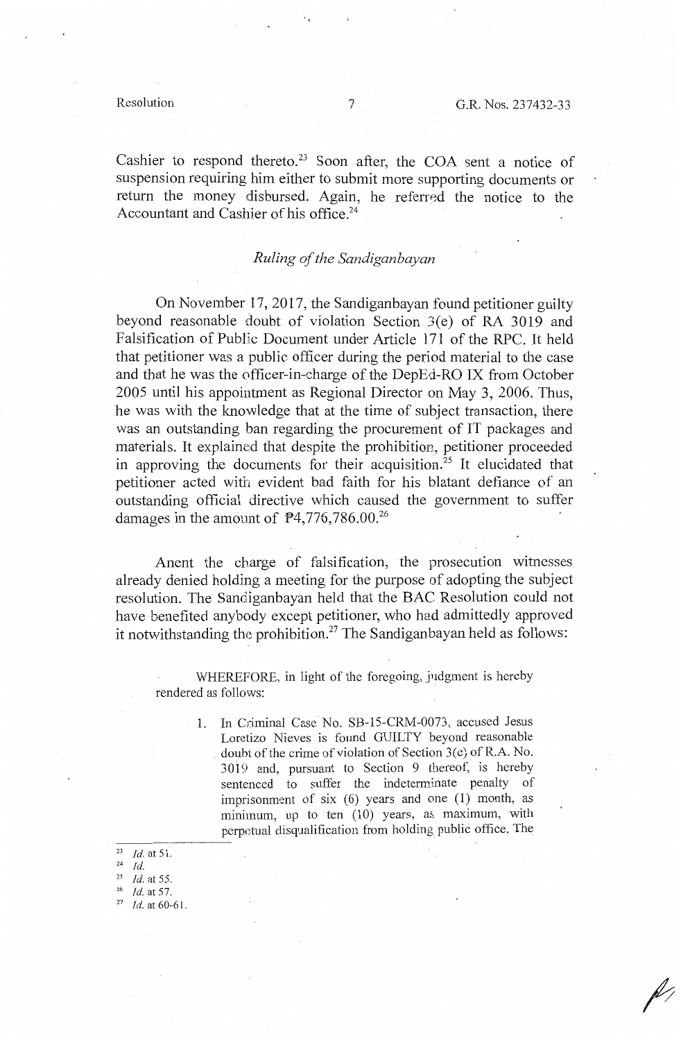Cashier to respond thereto.[23] Soon after, the COA sent a notice of suspension requiring him either to submit more supporting documents or return the money disbursed. Again, he referred the notice to the Accountant and Cashier of his office.[24]

### *Ruling of the Sandiganbayan*

On November 17, 2017, the Sandiganbayan found petitioner guilty beyond reasonable doubt of violation Section 3(e) of RA 3019 and Falsification of Public Document under Article 171 of the RPC. It held that petitioner was a public officer during the period material to the case and that he was the officer-in-charge of the DepEd-RO IX from October 2005 until his appointment as Regional Director on May 3, 2006. Thus, he was with the knowledge that at the time of subject transaction, there was an outstanding ban regarding the procurement of IT packages and materials. It explained that despite the prohibition, petitioner proceeded in approving the documents for their acquisition.[25] It elucidated that petitioner acted with evident bad faith for his blatant defiance of an outstanding official directive which caused the government to suffer damages in the amount of ₱4,776,786.00.[26]

Anent the charge of falsification, the prosecution witnesses already denied holding a meeting for the purpose of adopting the subject resolution. The Sandiganbayan held that the BAC Resolution could not have benefited anybody except petitioner, who had admittedly approved it notwithstanding the prohibition.[27] The Sandiganbayan held as follows:

> WHEREFORE, in light of the foregoing, judgment is hereby rendered as follows:
>
> 1. In Criminal Case No. SB-15-CRM-0073, accused Jesus Loretizo Nieves is found GUILTY beyond reasonable doubt of the crime of violation of Section 3(e) of R.A. No. 3019 and, pursuant to Section 9 thereof, is hereby sentenced to suffer the indeterminate penalty of imprisonment of six (6) years and one (1) month, as minimum, up to ten (10) years, as maximum, with perpetual disqualification from holding public office. The

---

[23] *Id.* at 51.

[24] *Id.*

[25] *Id.* at 55.

[26] *Id.* at 57.

[27] *Id.* at 60-61.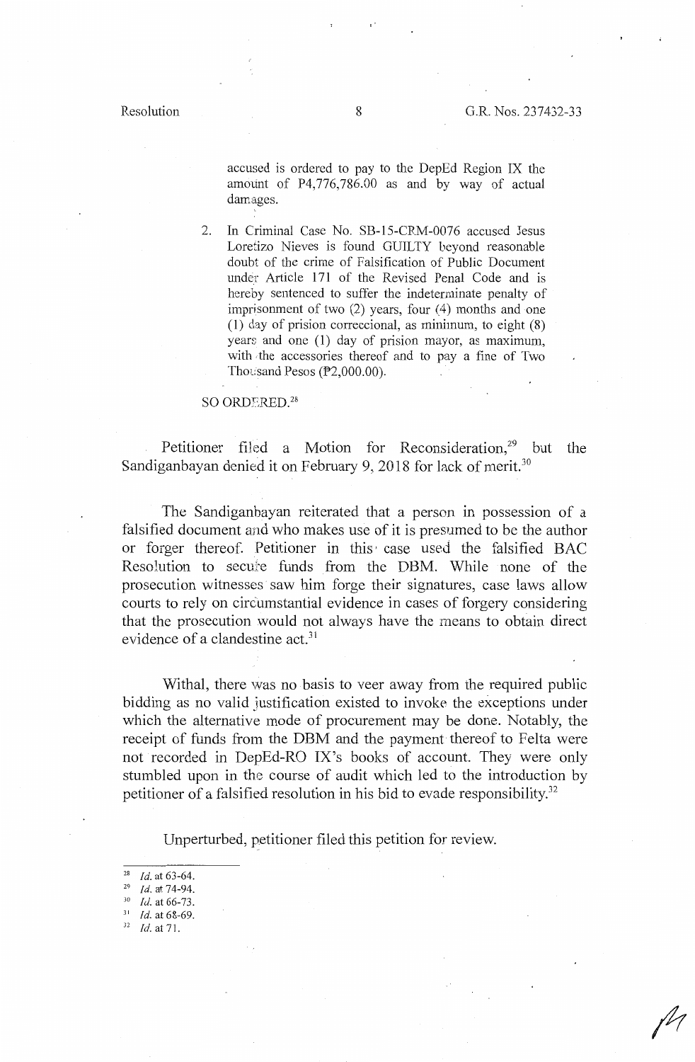accused is ordered to pay to the DepEd Region IX the amount of P4,776,786.00 as and by way of actual damages.

2. In Criminal Case No. SB-15-CRM-0076 accused Jesus Loretizo Nieves is found GUILTY beyond reasonable doubt of the crime of Falsification of Public Document under Article 171 of the Revised Penal Code and is hereby sentenced to suffer the indeterminate penalty of imprisonment of two (2) years, four (4) months and one (1) day of prision correccional, as minimum, to eight (8) years and one (1) day of prision mayor, as maximum, with the accessories thereof and to pay a fine of Two Thousand Pesos (₱2,000.00).

SO ORDERED.[28]

Petitioner filed a Motion for Reconsideration,[29] but the Sandiganbayan denied it on February 9, 2018 for lack of merit.[30]

The Sandiganbayan reiterated that a person in possession of a falsified document and who makes use of it is presumed to be the author or forger thereof. Petitioner in this case used the falsified BAC Resolution to secure funds from the DBM. While none of the prosecution witnesses saw him forge their signatures, case laws allow courts to rely on circumstantial evidence in cases of forgery considering that the prosecution would not always have the means to obtain direct evidence of a clandestine act.[31]

Withal, there was no basis to veer away from the required public bidding as no valid justification existed to invoke the exceptions under which the alternative mode of procurement may be done. Notably, the receipt of funds from the DBM and the payment thereof to Felta were not recorded in DepEd-RO IX's books of account. They were only stumbled upon in the course of audit which led to the introduction by petitioner of a falsified resolution in his bid to evade responsibility.[32]

Unperturbed, petitioner filed this petition for review.

---

[28] *Id.* at 63-64.
[29] *Id.* at 74-94.
[30] *Id.* at 66-73.
[31] *Id.* at 68-69.
[32] *Id.* at 71.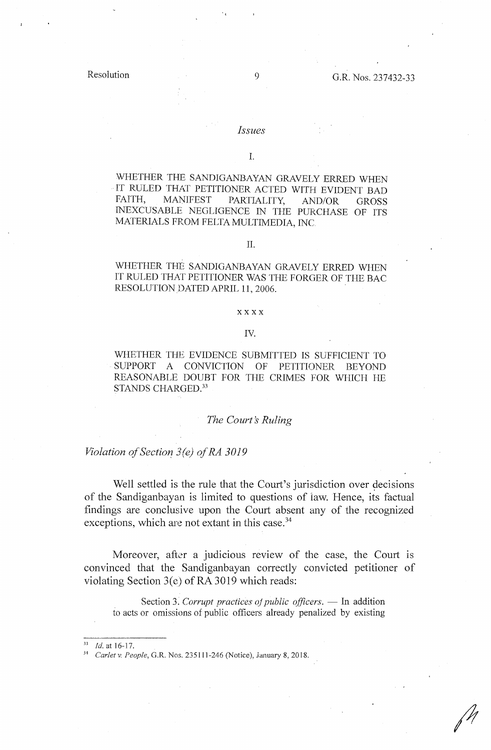## *Issues*

I.

WHETHER THE SANDIGANBAYAN GRAVELY ERRED WHEN IT RULED THAT PETITIONER ACTED WITH EVIDENT BAD FAITH, MANIFEST PARTIALITY, AND/OR GROSS INEXCUSABLE NEGLIGENCE IN THE PURCHASE OF ITS MATERIALS FROM FELTA MULTIMEDIA, INC.

II.

WHETHER THE SANDIGANBAYAN GRAVELY ERRED WHEN IT RULED THAT PETITIONER WAS THE FORGER OF THE BAC RESOLUTION DATED APRIL 11, 2006.

x x x x

IV.

WHETHER THE EVIDENCE SUBMITTED IS SUFFICIENT TO SUPPORT A CONVICTION OF PETITIONER BEYOND REASONABLE DOUBT FOR THE CRIMES FOR WHICH HE STANDS CHARGED.[33]

## *The Court's Ruling*

### *Violation of Section 3(e) of RA 3019*

Well settled is the rule that the Court's jurisdiction over decisions of the Sandiganbayan is limited to questions of law. Hence, its factual findings are conclusive upon the Court absent any of the recognized exceptions, which are not extant in this case.[34]

Moreover, after a judicious review of the case, the Court is convinced that the Sandiganbayan correctly convicted petitioner of violating Section 3(e) of RA 3019 which reads:

> Section 3. *Corrupt practices of public officers.* — In addition to acts or omissions of public officers already penalized by existing

---

[33] *Id.* at 16-17.

[34] *Carlet v. People*, G.R. Nos. 235111-246 (Notice), January 8, 2018.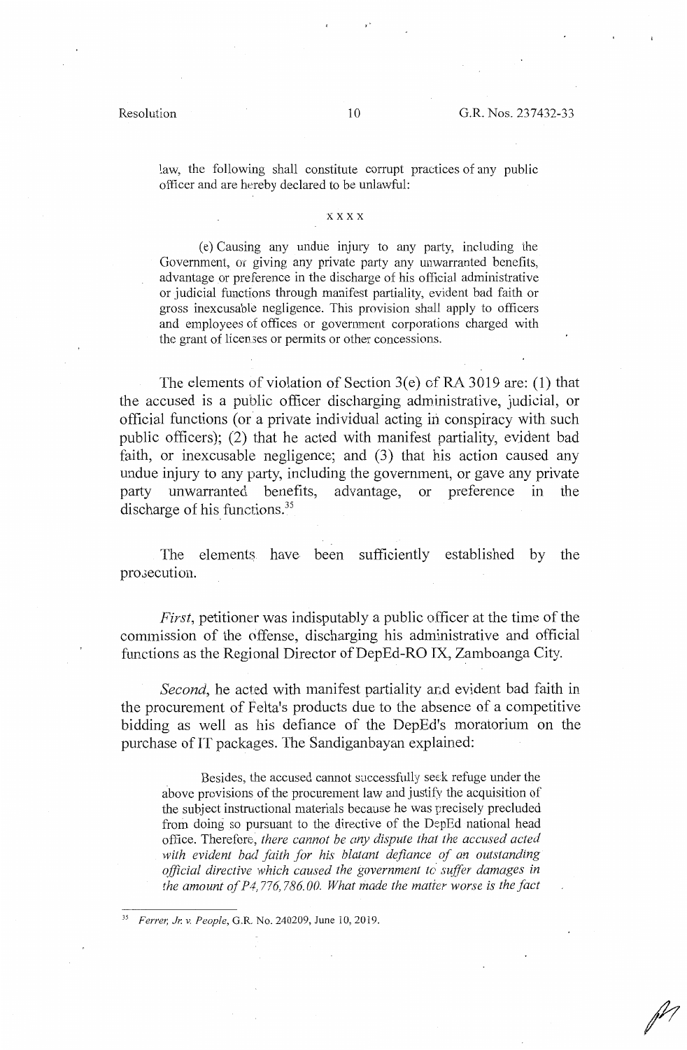law, the following shall constitute corrupt practices of any public officer and are hereby declared to be unlawful:

x x x x

(e) Causing any undue injury to any party, including the Government, or giving any private party any unwarranted benefits, advantage or preference in the discharge of his official administrative or judicial functions through manifest partiality, evident bad faith or gross inexcusable negligence. This provision shall apply to officers and employees of offices or government corporations charged with the grant of licenses or permits or other concessions.

The elements of violation of Section 3(e) of RA 3019 are: (1) that the accused is a public officer discharging administrative, judicial, or official functions (or a private individual acting in conspiracy with such public officers); (2) that he acted with manifest partiality, evident bad faith, or inexcusable negligence; and (3) that his action caused any undue injury to any party, including the government, or gave any private party unwarranted benefits, advantage, or preference in the discharge of his functions.[35]

The elements have been sufficiently established by the prosecution.

*First*, petitioner was indisputably a public officer at the time of the commission of the offense, discharging his administrative and official functions as the Regional Director of DepEd-RO IX, Zamboanga City.

*Second*, he acted with manifest partiality and evident bad faith in the procurement of Felta's products due to the absence of a competitive bidding as well as his defiance of the DepEd's moratorium on the purchase of IT packages. The Sandiganbayan explained:

> Besides, the accused cannot successfully seek refuge under the above provisions of the procurement law and justify the acquisition of the subject instructional materials because he was precisely precluded from doing so pursuant to the directive of the DepEd national head office. Therefore, *there cannot be any dispute that the accused acted with evident bad faith for his blatant defiance of an outstanding official directive which caused the government to suffer damages in the amount of P4,776,786.00. What made the matter worse is the fact*

---

[35] *Ferrer, Jr. v. People*, G.R. No. 240209, June 10, 2019.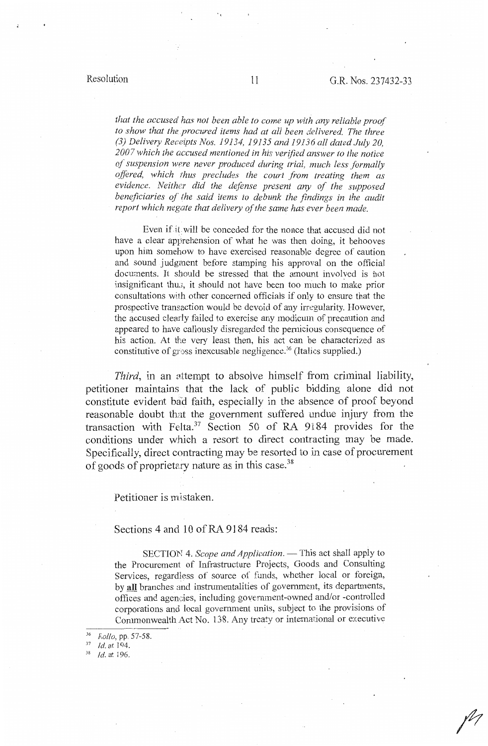*that the accused has not been able to come up with any reliable proof to show that the procured items had at all been delivered. The three (3) Delivery Receipts Nos. 19134, 19135 and 19136 all dated July 20, 2007 which the accused mentioned in his verified answer to the notice of suspension were never produced during trial, much less formally offered, which thus precludes the court from treating them as evidence. Neither did the defense present any of the supposed beneficiaries of the said items to debunk the findings in the audit report which negate that delivery of the same has ever been made.*

Even if it will be conceded for the nonce that accused did not have a clear apprehension of what he was then doing, it behooves upon him somehow to have exercised reasonable degree of caution and sound judgment before stamping his approval on the official documents. It should be stressed that the amount involved is not insignificant thus, it should not have been too much to make prior consultations with other concerned officials if only to ensure that the prospective transaction would be devoid of any irregularity. However, the accused clearly failed to exercise any modicum of precaution and appeared to have callously disregarded the pernicious consequence of his action. At the very least then, his act can be characterized as constitutive of gross inexcusable negligence.[36] (Italics supplied.)

*Third*, in an attempt to absolve himself from criminal liability, petitioner maintains that the lack of public bidding alone did not constitute evident bad faith, especially in the absence of proof beyond reasonable doubt that the government suffered undue injury from the transaction with Felta.[37] Section 50 of RA 9184 provides for the conditions under which a resort to direct contracting may be made. Specifically, direct contracting may be resorted to in case of procurement of goods of proprietary nature as in this case.[38]

Petitioner is mistaken.

Sections 4 and 10 of RA 9184 reads:

SECTION 4. *Scope and Application.* — This act shall apply to the Procurement of Infrastructure Projects, Goods and Consulting Services, regardless of source of funds, whether local or foreign, by **all** branches and instrumentalities of government, its departments, offices and agencies, including government-owned and/or -controlled corporations and local government units, subject to the provisions of Commonwealth Act No. 138. Any treaty or international or executive

---

[36] *Rollo*, pp. 57-58.

[37] *Id.* at 194.

[38] *Id.* at 196.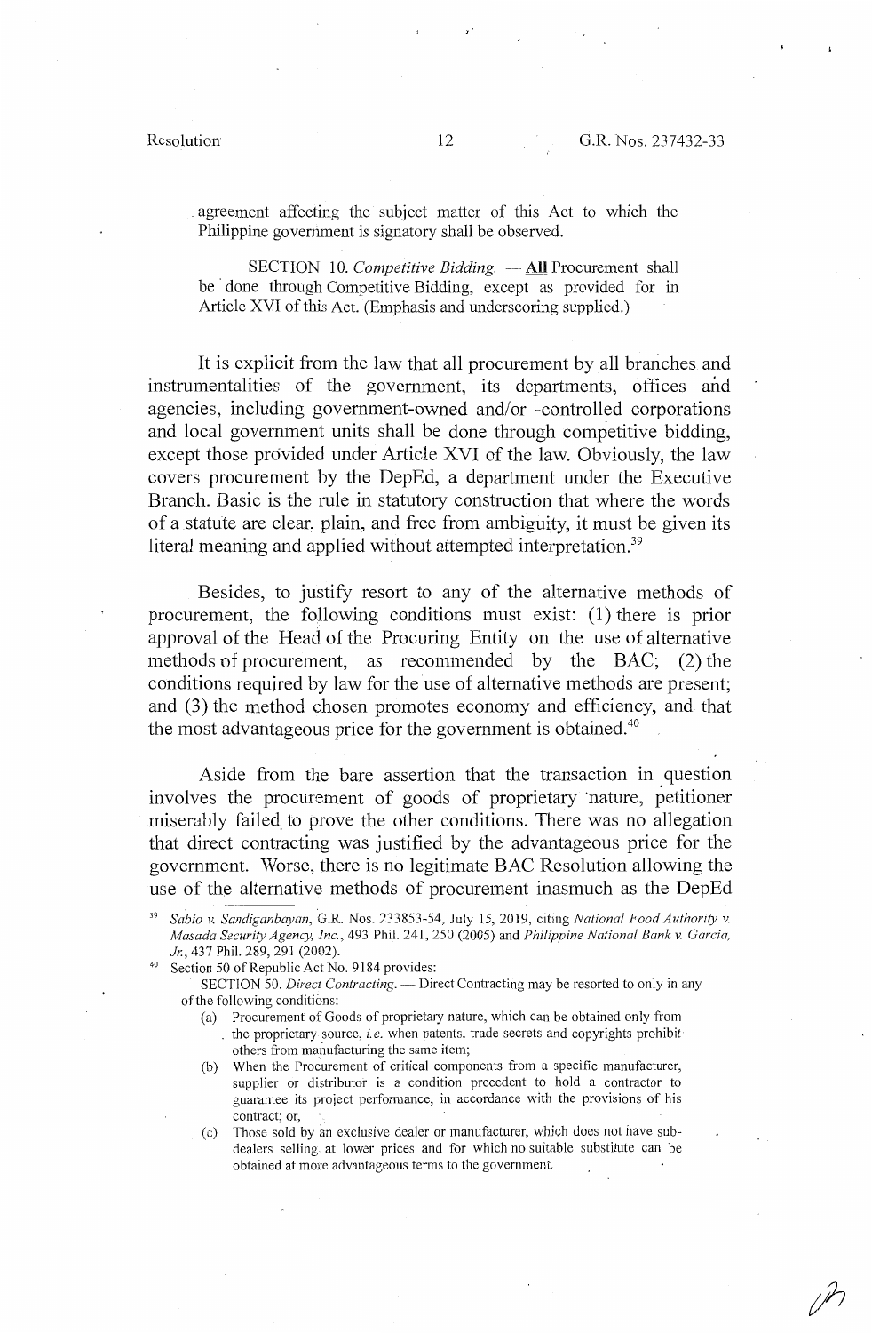agreement affecting the subject matter of this Act to which the Philippine government is signatory shall be observed.

SECTION 10. *Competitive Bidding.* — **All** Procurement shall be done through Competitive Bidding, except as provided for in Article XVI of this Act. (Emphasis and underscoring supplied.)

It is explicit from the law that all procurement by all branches and instrumentalities of the government, its departments, offices and agencies, including government-owned and/or -controlled corporations and local government units shall be done through competitive bidding, except those provided under Article XVI of the law. Obviously, the law covers procurement by the DepEd, a department under the Executive Branch. Basic is the rule in statutory construction that where the words of a statute are clear, plain, and free from ambiguity, it must be given its literal meaning and applied without attempted interpretation.[39]

Besides, to justify resort to any of the alternative methods of procurement, the following conditions must exist: (1) there is prior approval of the Head of the Procuring Entity on the use of alternative methods of procurement, as recommended by the BAC; (2) the conditions required by law for the use of alternative methods are present; and (3) the method chosen promotes economy and efficiency, and that the most advantageous price for the government is obtained.[40]

Aside from the bare assertion that the transaction in question involves the procurement of goods of proprietary nature, petitioner miserably failed to prove the other conditions. There was no allegation that direct contracting was justified by the advantageous price for the government. Worse, there is no legitimate BAC Resolution allowing the use of the alternative methods of procurement inasmuch as the DepEd

---

[39] *Sabio v. Sandiganbayan*, G.R. Nos. 233853-54, July 15, 2019, citing *National Food Authority v. Masada Security Agency, Inc.*, 493 Phil. 241, 250 (2005) and *Philippine National Bank v. Garcia, Jr.*, 437 Phil. 289, 291 (2002).

[40] Section 50 of Republic Act No. 9184 provides:

SECTION 50. *Direct Contracting.* — Direct Contracting may be resorted to only in any of the following conditions:

(a) Procurement of Goods of proprietary nature, which can be obtained only from the proprietary source, *i.e.* when patents, trade secrets and copyrights prohibit others from manufacturing the same item;

(b) When the Procurement of critical components from a specific manufacturer, supplier or distributor is a condition precedent to hold a contractor to guarantee its project performance, in accordance with the provisions of his contract; or,

(c) Those sold by an exclusive dealer or manufacturer, which does not have sub-dealers selling at lower prices and for which no suitable substitute can be obtained at more advantageous terms to the government.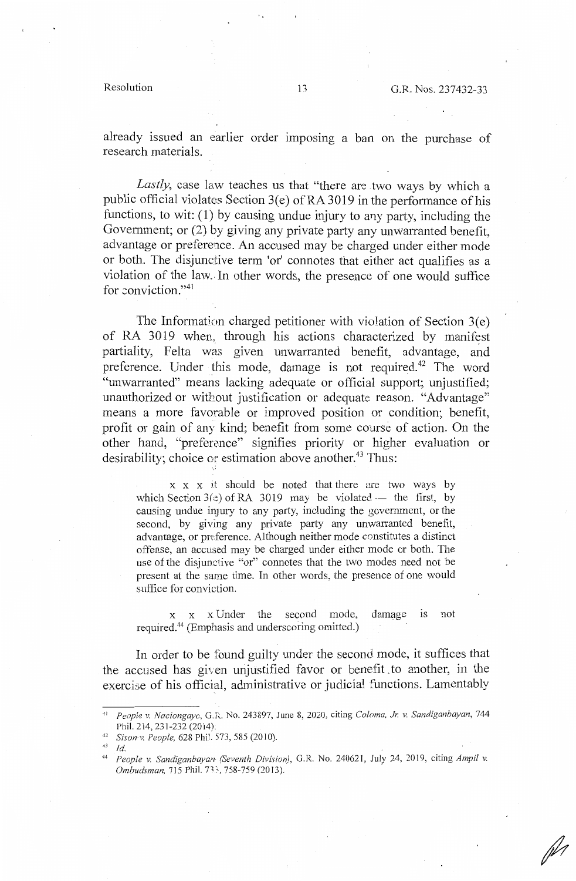already issued an earlier order imposing a ban on the purchase of research materials.

*Lastly*, case law teaches us that "there are two ways by which a public official violates Section 3(e) of RA 3019 in the performance of his functions, to wit: (1) by causing undue injury to any party, including the Government; or (2) by giving any private party any unwarranted benefit, advantage or preference. An accused may be charged under either mode or both. The disjunctive term 'or' connotes that either act qualifies as a violation of the law. In other words, the presence of one would suffice for conviction."[41]

The Information charged petitioner with violation of Section 3(e) of RA 3019 when, through his actions characterized by manifest partiality, Felta was given unwarranted benefit, advantage, and preference. Under this mode, damage is not required.[42] The word "unwarranted" means lacking adequate or official support; unjustified; unauthorized or without justification or adequate reason. "Advantage" means a more favorable or improved position or condition; benefit, profit or gain of any kind; benefit from some course of action. On the other hand, "preference" signifies priority or higher evaluation or desirability; choice or estimation above another.[43] Thus:

> x x x it should be noted that there are two ways by which Section 3(e) of RA 3019 may be violated — the first, by causing undue injury to any party, including the government, or the second, by giving any private party any unwarranted benefit, advantage, or preference. Although neither mode constitutes a distinct offense, an accused may be charged under either mode or both. The use of the disjunctive "or" connotes that the two modes need not be present at the same time. In other words, the presence of one would suffice for conviction.
>
> x x x Under the second mode, damage is not required.[44] (Emphasis and underscoring omitted.)

In order to be found guilty under the second mode, it suffices that the accused has given unjustified favor or benefit to another, in the exercise of his official, administrative or judicial functions. Lamentably

---

[41] *People v. Naciongayo*, G.R. No. 243897, June 8, 2020, citing *Coloma, Jr. v. Sandiganbayan*, 744 Phil. 214, 231-232 (2014).

[42] *Sison v. People*, 628 Phil. 573, 585 (2010).

[43] *Id.*

[44] *People v. Sandiganbayan (Seventh Division)*, G.R. No. 240621, July 24, 2019, citing *Ampil v. Ombudsman*, 715 Phil. 733, 758-759 (2013).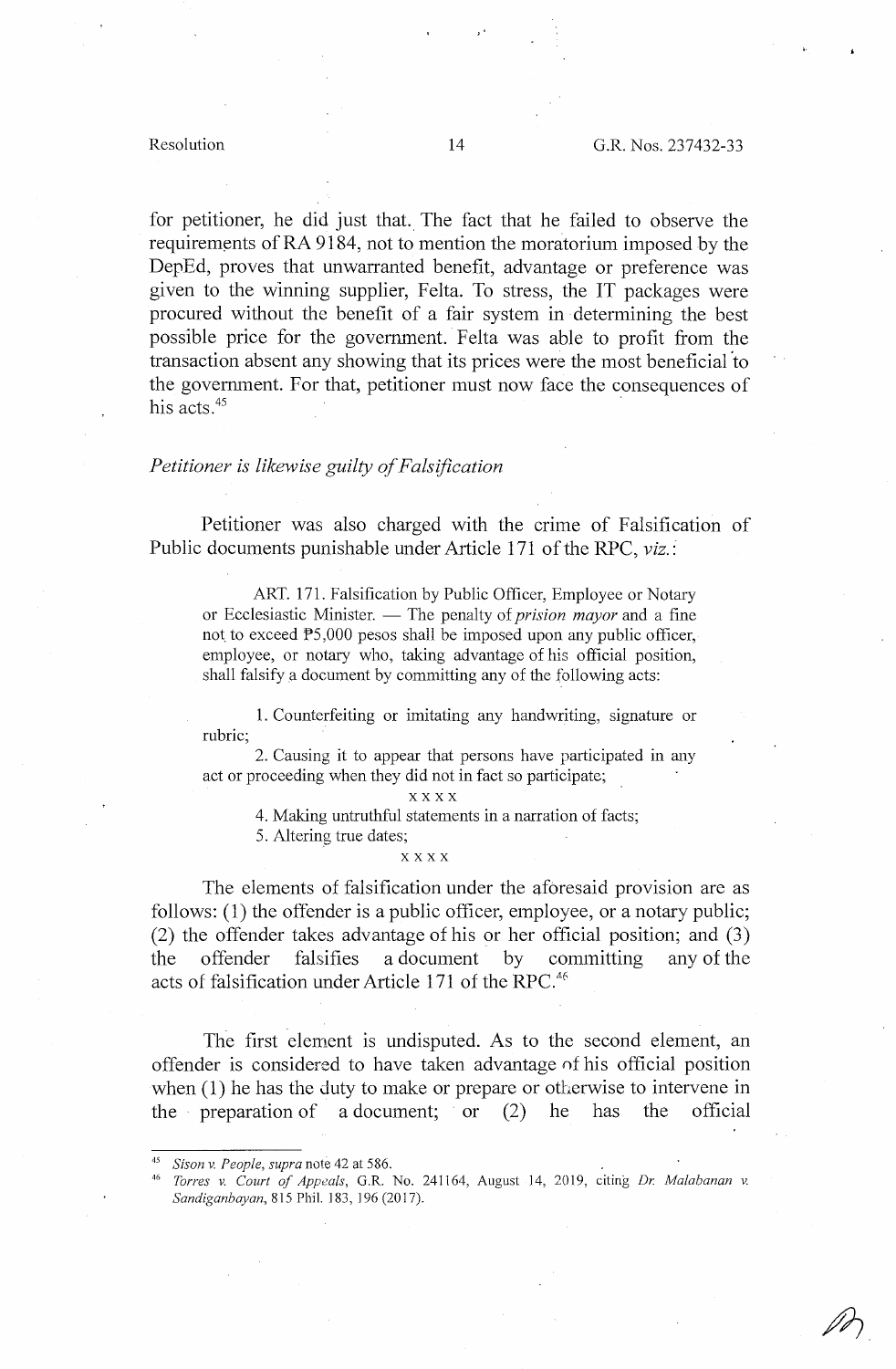for petitioner, he did just that. The fact that he failed to observe the requirements of RA 9184, not to mention the moratorium imposed by the DepEd, proves that unwarranted benefit, advantage or preference was given to the winning supplier, Felta. To stress, the IT packages were procured without the benefit of a fair system in determining the best possible price for the government. Felta was able to profit from the transaction absent any showing that its prices were the most beneficial to the government. For that, petitioner must now face the consequences of his acts.[45]

*Petitioner is likewise guilty of Falsification*

Petitioner was also charged with the crime of Falsification of Public documents punishable under Article 171 of the RPC, *viz.*:

> ART. 171. Falsification by Public Officer, Employee or Notary or Ecclesiastic Minister. — The penalty of *prision mayor* and a fine not to exceed ₱5,000 pesos shall be imposed upon any public officer, employee, or notary who, taking advantage of his official position, shall falsify a document by committing any of the following acts:
>
> 1. Counterfeiting or imitating any handwriting, signature or rubric;
>
> 2. Causing it to appear that persons have participated in any act or proceeding when they did not in fact so participate;
>
> x x x x
>
> 4. Making untruthful statements in a narration of facts;
>
> 5. Altering true dates;
>
> x x x x

The elements of falsification under the aforesaid provision are as follows: (1) the offender is a public officer, employee, or a notary public; (2) the offender takes advantage of his or her official position; and (3) the offender falsifies a document by committing any of the acts of falsification under Article 171 of the RPC.[46]

The first element is undisputed. As to the second element, an offender is considered to have taken advantage of his official position when (1) he has the duty to make or prepare or otherwise to intervene in the preparation of a document; or (2) he has the official

---

[45] *Sison v. People, supra* note 42 at 586.

[46] *Torres v. Court of Appeals*, G.R. No. 241164, August 14, 2019, citing *Dr. Malabanan v. Sandiganbayan*, 815 Phil. 183, 196 (2017).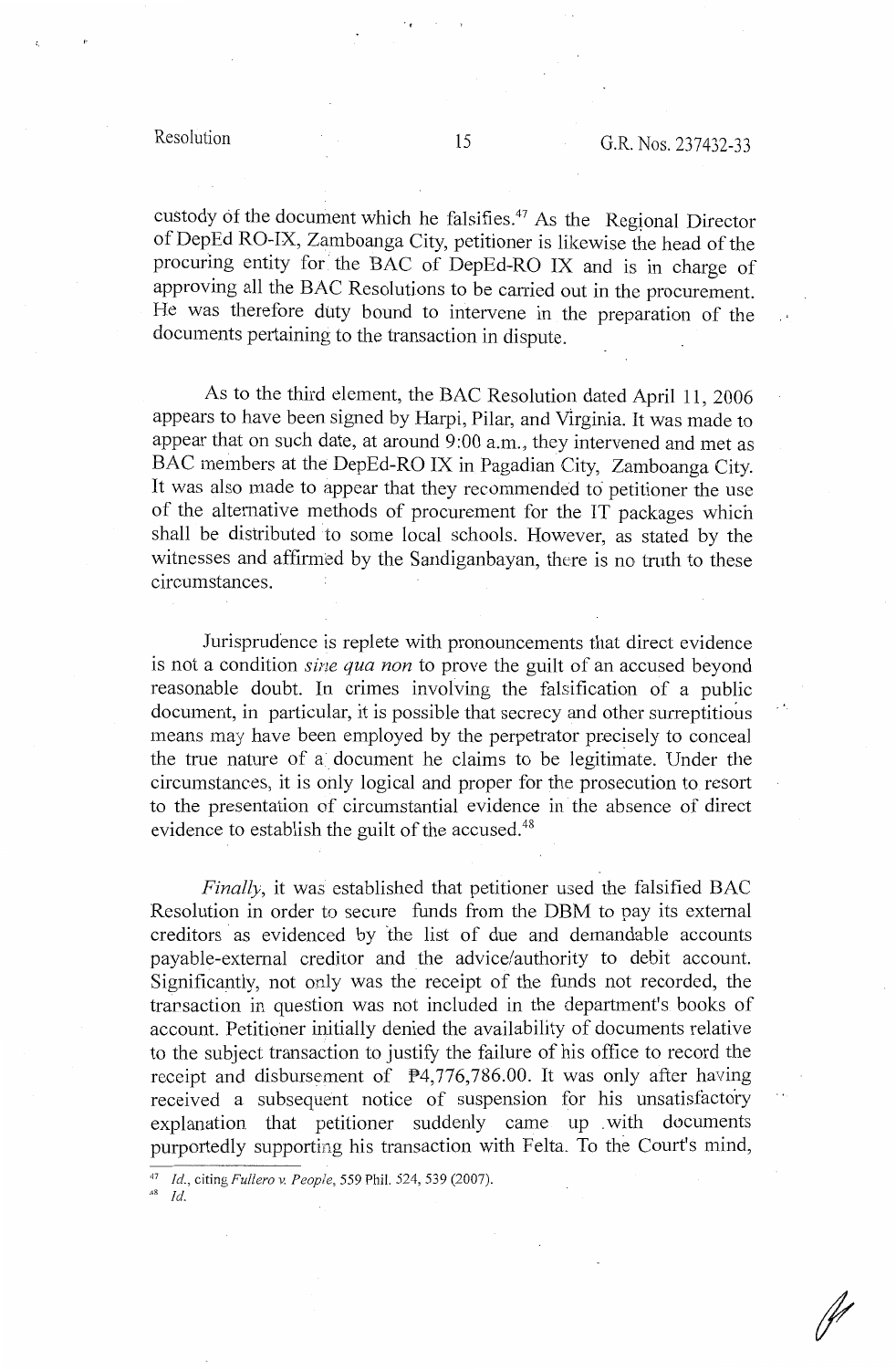custody of the document which he falsifies.[47] As the Regional Director of DepEd RO-IX, Zamboanga City, petitioner is likewise the head of the procuring entity for the BAC of DepEd-RO IX and is in charge of approving all the BAC Resolutions to be carried out in the procurement. He was therefore duty bound to intervene in the preparation of the documents pertaining to the transaction in dispute.

As to the third element, the BAC Resolution dated April 11, 2006 appears to have been signed by Harpi, Pilar, and Virginia. It was made to appear that on such date, at around 9:00 a.m., they intervened and met as BAC members at the DepEd-RO IX in Pagadian City, Zamboanga City. It was also made to appear that they recommended to petitioner the use of the alternative methods of procurement for the IT packages which shall be distributed to some local schools. However, as stated by the witnesses and affirmed by the Sandiganbayan, there is no truth to these circumstances.

Jurisprudence is replete with pronouncements that direct evidence is not a condition *sine qua non* to prove the guilt of an accused beyond reasonable doubt. In crimes involving the falsification of a public document, in particular, it is possible that secrecy and other surreptitious means may have been employed by the perpetrator precisely to conceal the true nature of a document he claims to be legitimate. Under the circumstances, it is only logical and proper for the prosecution to resort to the presentation of circumstantial evidence in the absence of direct evidence to establish the guilt of the accused.[48]

*Finally*, it was established that petitioner used the falsified BAC Resolution in order to secure funds from the DBM to pay its external creditors as evidenced by the list of due and demandable accounts payable-external creditor and the advice/authority to debit account. Significantly, not only was the receipt of the funds not recorded, the transaction in question was not included in the department's books of account. Petitioner initially denied the availability of documents relative to the subject transaction to justify the failure of his office to record the receipt and disbursement of ₱4,776,786.00. It was only after having received a subsequent notice of suspension for his unsatisfactory explanation that petitioner suddenly came up with documents purportedly supporting his transaction with Felta. To the Court's mind,

---

[47] *Id.*, citing *Fullero v. People*, 559 Phil. 524, 539 (2007).

[48] *Id.*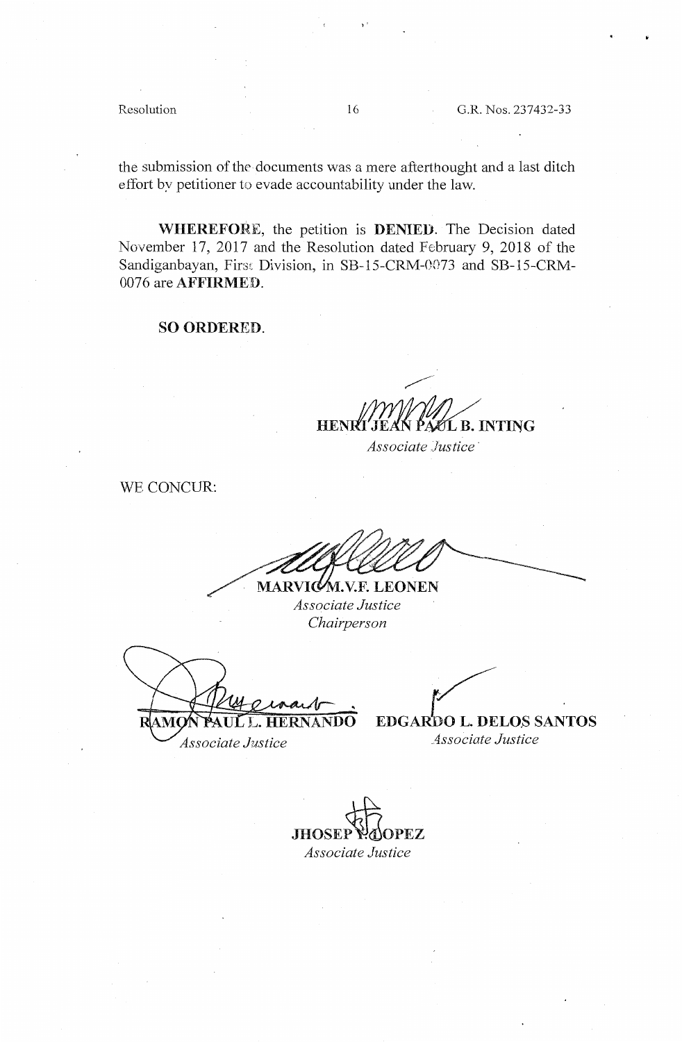the submission of the documents was a mere afterthought and a last ditch effort by petitioner to evade accountability under the law.

**WHEREFORE**, the petition is **DENIED**. The Decision dated November 17, 2017 and the Resolution dated February 9, 2018 of the Sandiganbayan, First Division, in SB-15-CRM-0073 and SB-15-CRM-0076 are **AFFIRMED**.

**SO ORDERED.**

**HENRI JEAN PAUL B. INTING**
*Associate Justice*

WE CONCUR:

**MARVIC M.V.F. LEONEN**
*Associate Justice*
*Chairperson*

**RAMON PAUL L. HERNANDO**
*Associate Justice*

**EDGARDO L. DELOS SANTOS**
*Associate Justice*

**JHOSEP Y. LOPEZ**
*Associate Justice*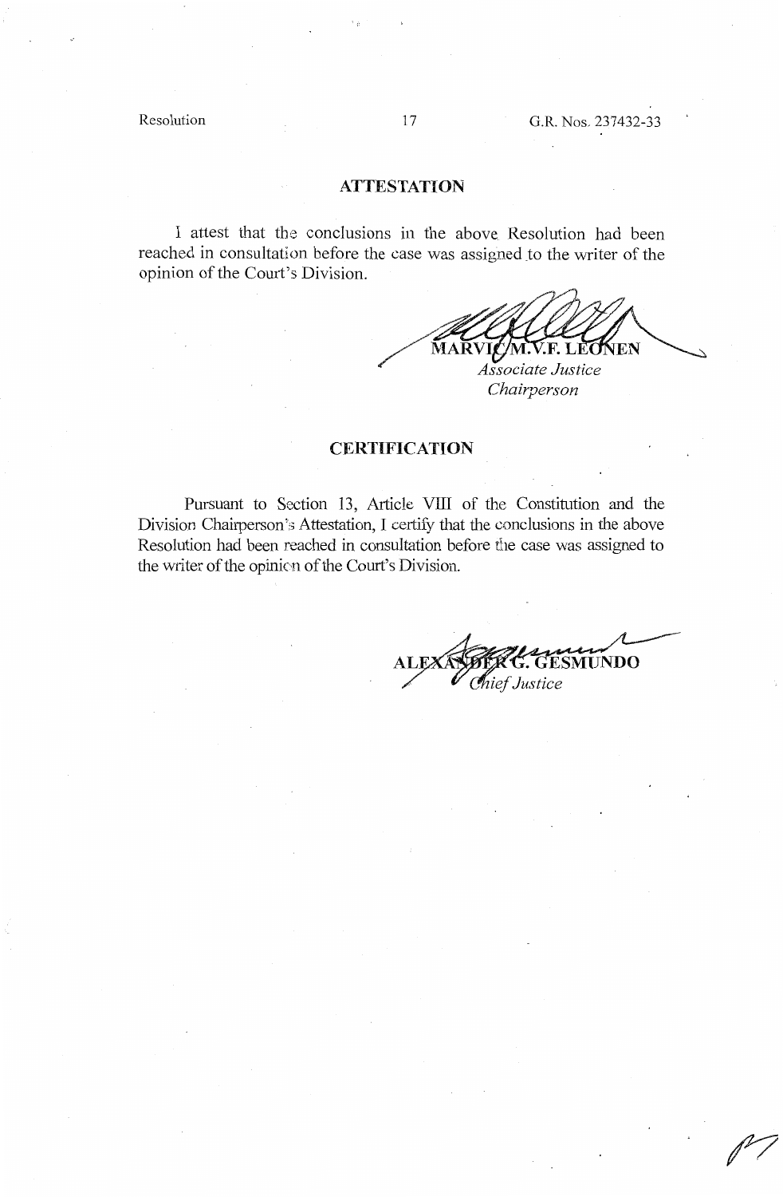## ATTESTATION

I attest that the conclusions in the above Resolution had been reached in consultation before the case was assigned to the writer of the opinion of the Court's Division.

**MARVIC M.V.F. LEONEN**
*Associate Justice*
*Chairperson*

## CERTIFICATION

Pursuant to Section 13, Article VIII of the Constitution and the Division Chairperson's Attestation, I certify that the conclusions in the above Resolution had been reached in consultation before the case was assigned to the writer of the opinion of the Court's Division.

**ALEXANDER G. GESMUNDO**
*Chief Justice*